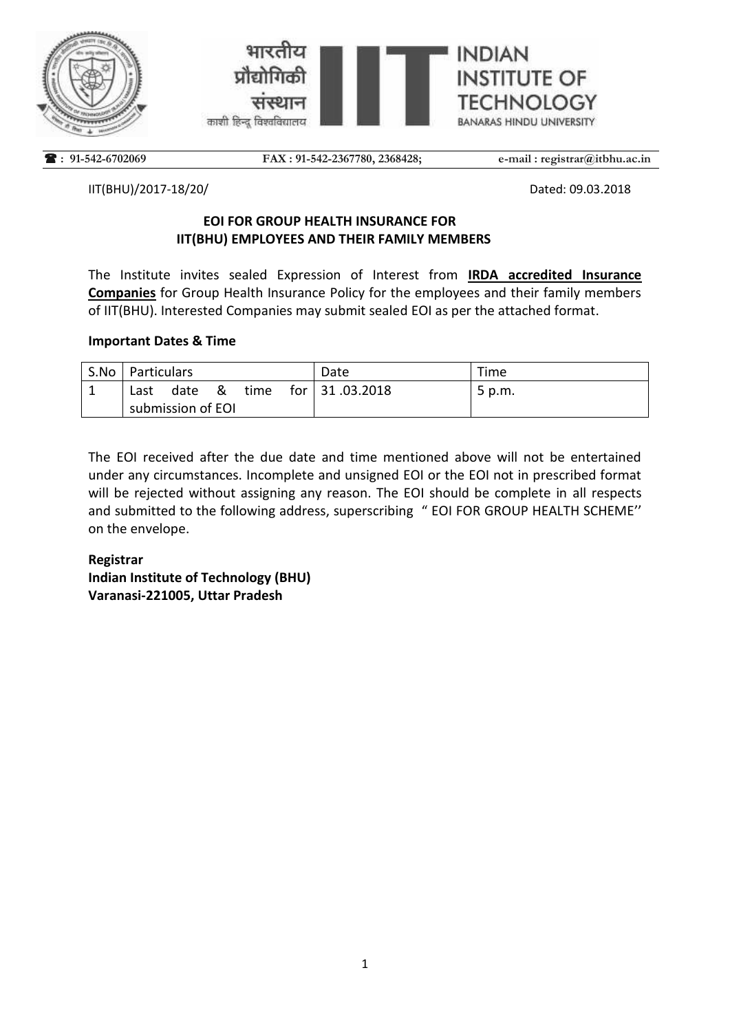भारतीय प्रौद्योगिकी संस्थान
काशी हिन्दू विश्वविद्यालय

INDIAN INSTITUTE OF TECHNOLOGY
BANARAS HINDU UNIVERSITY

**☎ : 91-542-6702069** **FAX : 91-542-2367780, 2368428;** **e-mail : registrar@itbhu.ac.in**

IIT(BHU)/2017-18/20/ Dated: 09.03.2018

**EOI FOR GROUP HEALTH INSURANCE FOR IIT(BHU) EMPLOYEES AND THEIR FAMILY MEMBERS**

The Institute invites sealed Expression of Interest from **IRDA accredited Insurance Companies** for Group Health Insurance Policy for the employees and their family members of IIT(BHU). Interested Companies may submit sealed EOI as per the attached format.

**Important Dates & Time**

| S.No | Particulars | Date | Time |
|---|---|---|---|
| 1 | Last date & time for submission of EOI | 31 .03.2018 | 5 p.m. |

The EOI received after the due date and time mentioned above will not be entertained under any circumstances. Incomplete and unsigned EOI or the EOI not in prescribed format will be rejected without assigning any reason. The EOI should be complete in all respects and submitted to the following address, superscribing " EOI FOR GROUP HEALTH SCHEME'' on the envelope.

**Registrar**
**Indian Institute of Technology (BHU)**
**Varanasi-221005, Uttar Pradesh**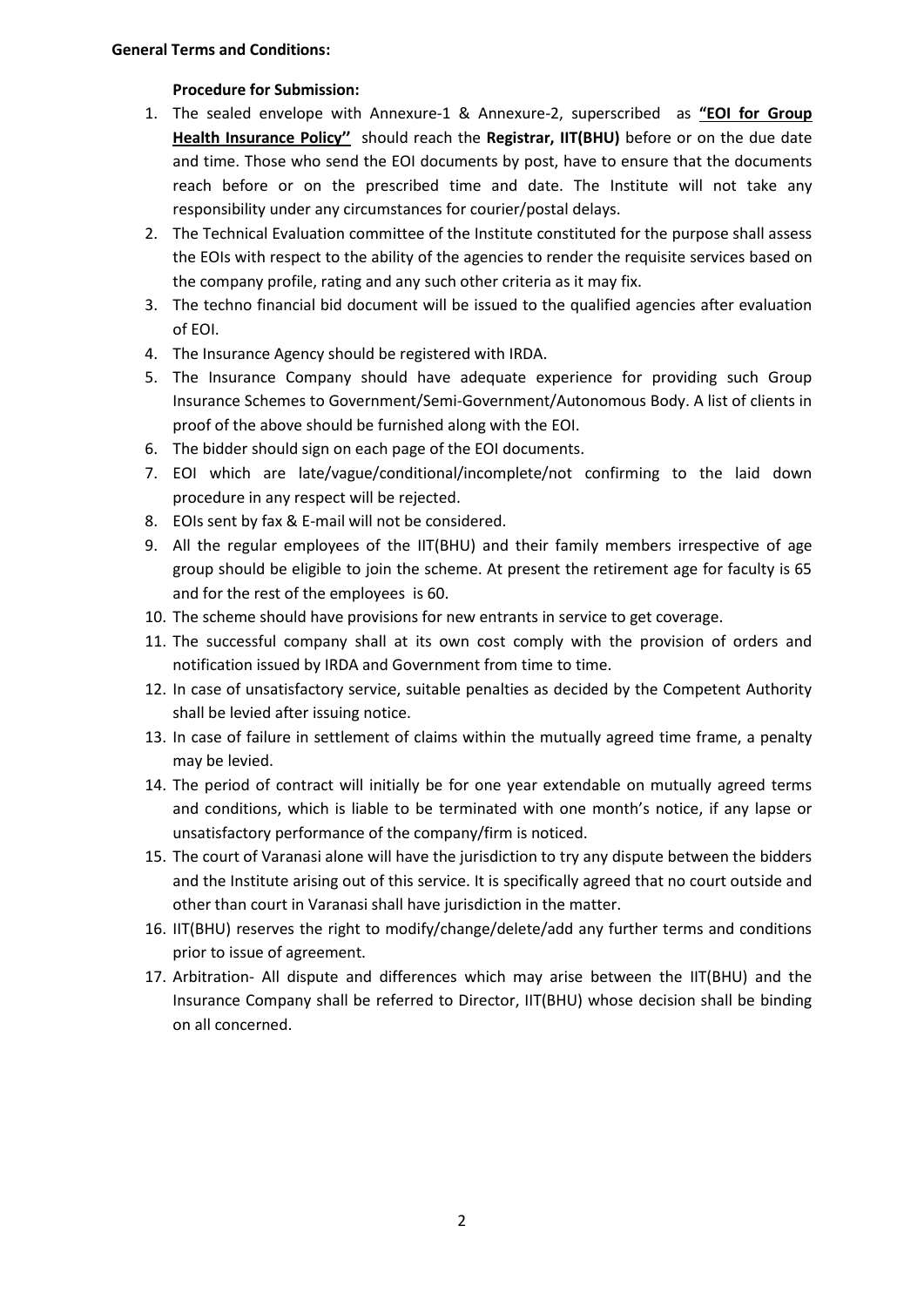**General Terms and Conditions:**

**Procedure for Submission:**

1. The sealed envelope with Annexure-1 & Annexure-2, superscribed as **"EOI for Group Health Insurance Policy"** should reach the **Registrar, IIT(BHU)** before or on the due date and time. Those who send the EOI documents by post, have to ensure that the documents reach before or on the prescribed time and date. The Institute will not take any responsibility under any circumstances for courier/postal delays.
2. The Technical Evaluation committee of the Institute constituted for the purpose shall assess the EOIs with respect to the ability of the agencies to render the requisite services based on the company profile, rating and any such other criteria as it may fix.
3. The techno financial bid document will be issued to the qualified agencies after evaluation of EOI.
4. The Insurance Agency should be registered with IRDA.
5. The Insurance Company should have adequate experience for providing such Group Insurance Schemes to Government/Semi-Government/Autonomous Body. A list of clients in proof of the above should be furnished along with the EOI.
6. The bidder should sign on each page of the EOI documents.
7. EOI which are late/vague/conditional/incomplete/not confirming to the laid down procedure in any respect will be rejected.
8. EOIs sent by fax & E-mail will not be considered.
9. All the regular employees of the IIT(BHU) and their family members irrespective of age group should be eligible to join the scheme. At present the retirement age for faculty is 65 and for the rest of the employees is 60.
10. The scheme should have provisions for new entrants in service to get coverage.
11. The successful company shall at its own cost comply with the provision of orders and notification issued by IRDA and Government from time to time.
12. In case of unsatisfactory service, suitable penalties as decided by the Competent Authority shall be levied after issuing notice.
13. In case of failure in settlement of claims within the mutually agreed time frame, a penalty may be levied.
14. The period of contract will initially be for one year extendable on mutually agreed terms and conditions, which is liable to be terminated with one month's notice, if any lapse or unsatisfactory performance of the company/firm is noticed.
15. The court of Varanasi alone will have the jurisdiction to try any dispute between the bidders and the Institute arising out of this service. It is specifically agreed that no court outside and other than court in Varanasi shall have jurisdiction in the matter.
16. IIT(BHU) reserves the right to modify/change/delete/add any further terms and conditions prior to issue of agreement.
17. Arbitration- All dispute and differences which may arise between the IIT(BHU) and the Insurance Company shall be referred to Director, IIT(BHU) whose decision shall be binding on all concerned.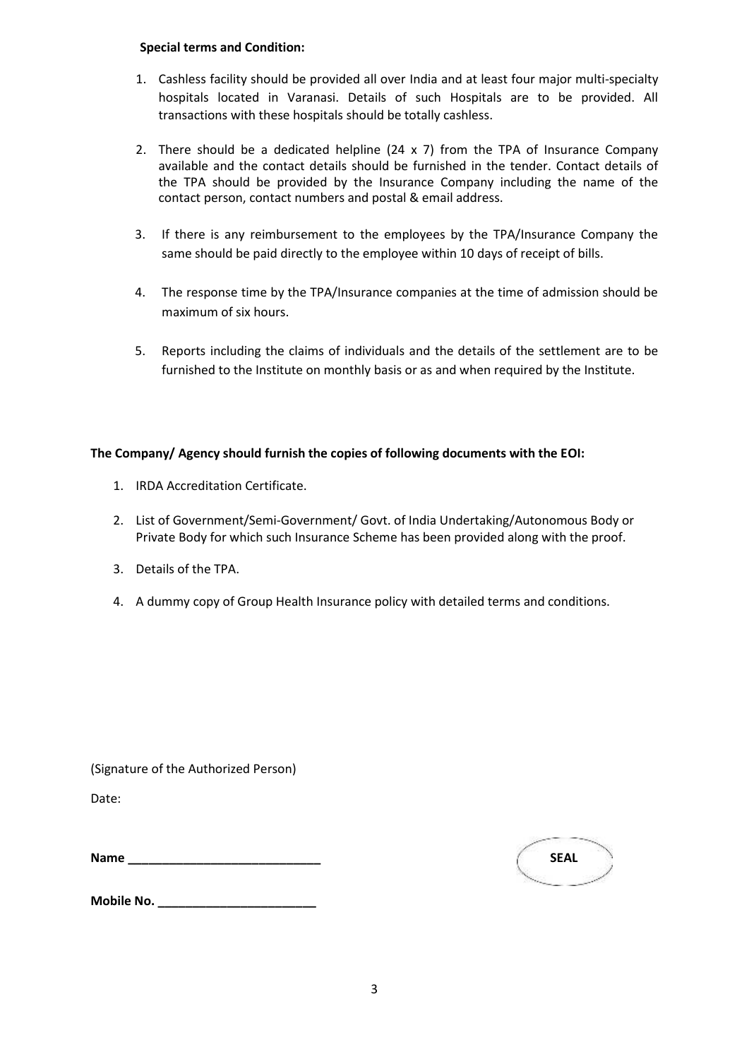**Special terms and Condition:**

1. Cashless facility should be provided all over India and at least four major multi-specialty hospitals located in Varanasi. Details of such Hospitals are to be provided. All transactions with these hospitals should be totally cashless.

2. There should be a dedicated helpline (24 x 7) from the TPA of Insurance Company available and the contact details should be furnished in the tender. Contact details of the TPA should be provided by the Insurance Company including the name of the contact person, contact numbers and postal & email address.

3. If there is any reimbursement to the employees by the TPA/Insurance Company the same should be paid directly to the employee within 10 days of receipt of bills.

4. The response time by the TPA/Insurance companies at the time of admission should be maximum of six hours.

5. Reports including the claims of individuals and the details of the settlement are to be furnished to the Institute on monthly basis or as and when required by the Institute.

**The Company/ Agency should furnish the copies of following documents with the EOI:**

1. IRDA Accreditation Certificate.

2. List of Government/Semi-Government/ Govt. of India Undertaking/Autonomous Body or Private Body for which such Insurance Scheme has been provided along with the proof.

3. Details of the TPA.

4. A dummy copy of Group Health Insurance policy with detailed terms and conditions.

(Signature of the Authorized Person)

Date:

**Name ___________________________**

**SEAL**

**Mobile No. ______________________**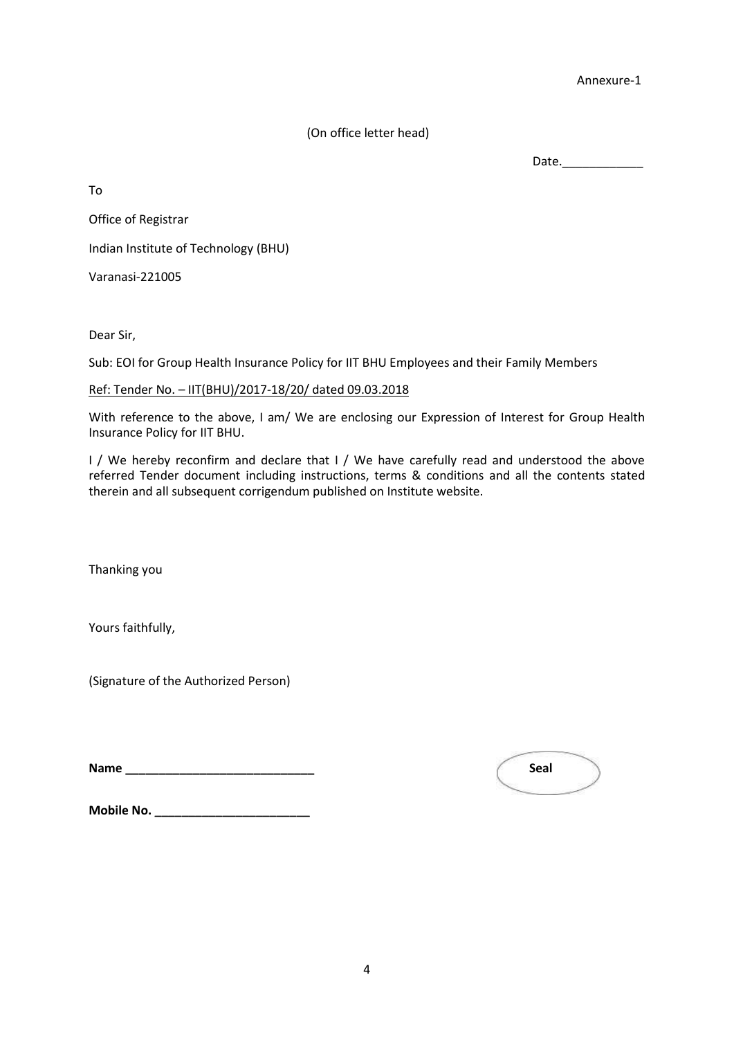Annexure-1

(On office letter head)

Date.____________

To

Office of Registrar

Indian Institute of Technology (BHU)

Varanasi-221005

Dear Sir,

Sub: EOI for Group Health Insurance Policy for IIT BHU Employees and their Family Members

Ref: Tender No. – IIT(BHU)/2017-18/20/ dated 09.03.2018

With reference to the above, I am/ We are enclosing our Expression of Interest for Group Health Insurance Policy for IIT BHU.

I / We hereby reconfirm and declare that I / We have carefully read and understood the above referred Tender document including instructions, terms & conditions and all the contents stated therein and all subsequent corrigendum published on Institute website.

Thanking you

Yours faithfully,

(Signature of the Authorized Person)

**Name ____________________________**

**Seal**

**Mobile No. _______________________**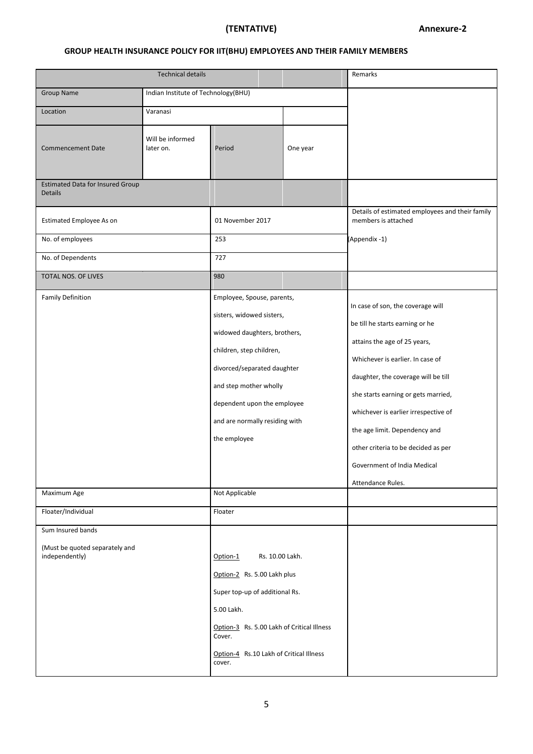**(TENTATIVE)** **Annexure-2**

## GROUP HEALTH INSURANCE POLICY FOR IIT(BHU) EMPLOYEES AND THEIR FAMILY MEMBERS

| Technical details | | | | Remarks |
|---|---|---|---|---|
| Group Name | Indian Institute of Technology(BHU) | | | |
| Location | Varanasi | | | |
| Commencement Date | Will be informed later on. | Period | One year | |
| Estimated Data for Insured Group Details | | | | |
| Estimated Employee As on | | 01 November 2017 | | Details of estimated employees and their family members is attached |
| No. of employees | | 253 | | (Appendix -1) |
| No. of Dependents | | 727 | | |
| TOTAL NOS. OF LIVES | | 980 | | |
| Family Definition | | Employee, Spouse, parents, sisters, widowed sisters, widowed daughters, brothers, children, step children, divorced/separated daughter and step mother wholly dependent upon the employee and are normally residing with the employee | | In case of son, the coverage will be till he starts earning or he attains the age of 25 years, Whichever is earlier. In case of daughter, the coverage will be till she starts earning or gets married, whichever is earlier irrespective of the age limit. Dependency and other criteria to be decided as per Government of India Medical Attendance Rules. |
| Maximum Age | | Not Applicable | | |
| Floater/Individual | | Floater | | |
| Sum Insured bands<br>(Must be quoted separately and independently) | | Option-1 Rs. 10.00 Lakh.<br>Option-2 Rs. 5.00 Lakh plus Super top-up of additional Rs. 5.00 Lakh.<br>Option-3 Rs. 5.00 Lakh of Critical Illness Cover.<br>Option-4 Rs.10 Lakh of Critical Illness cover. | | |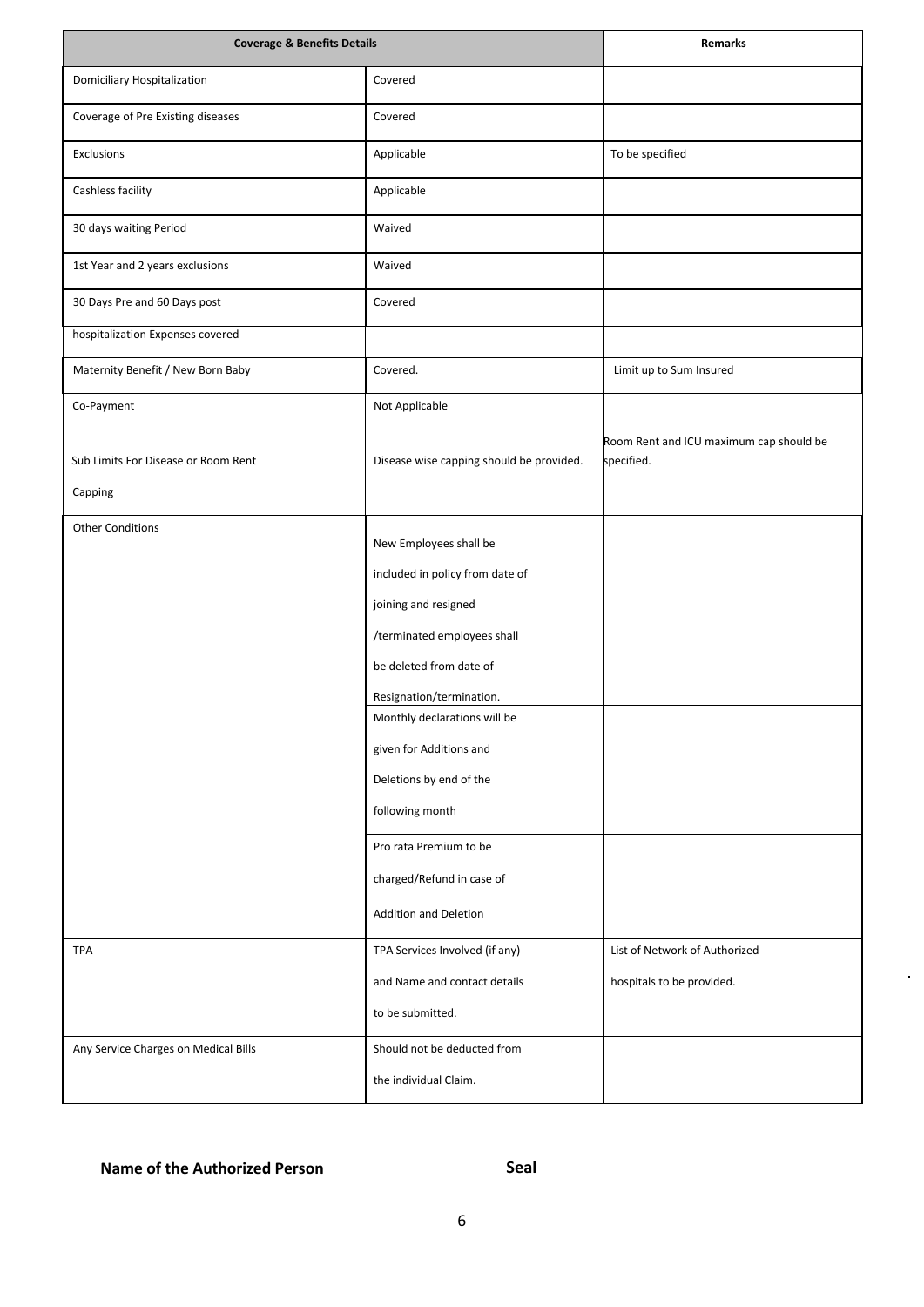| Coverage & Benefits Details | | Remarks |
|---|---|---|
| Domiciliary Hospitalization | Covered | |
| Coverage of Pre Existing diseases | Covered | |
| Exclusions | Applicable | To be specified |
| Cashless facility | Applicable | |
| 30 days waiting Period | Waived | |
| 1st Year and 2 years exclusions | Waived | |
| 30 Days Pre and 60 Days post | Covered | |
| hospitalization Expenses covered | | |
| Maternity Benefit / New Born Baby | Covered. | Limit up to Sum Insured |
| Co-Payment | Not Applicable | |
| Sub Limits For Disease or Room Rent Capping | Disease wise capping should be provided. | Room Rent and ICU maximum cap should be specified. |
| Other Conditions | New Employees shall be included in policy from date of joining and resigned /terminated employees shall be deleted from date of Resignation/termination. | |
| | Monthly declarations will be given for Additions and Deletions by end of the following month | |
| | Pro rata Premium to be charged/Refund in case of Addition and Deletion | |
| TPA | TPA Services Involved (if any) and Name and contact details to be submitted. | List of Network of Authorized hospitals to be provided. |
| Any Service Charges on Medical Bills | Should not be deducted from the individual Claim. | |

**Name of the Authorized Person** **Seal**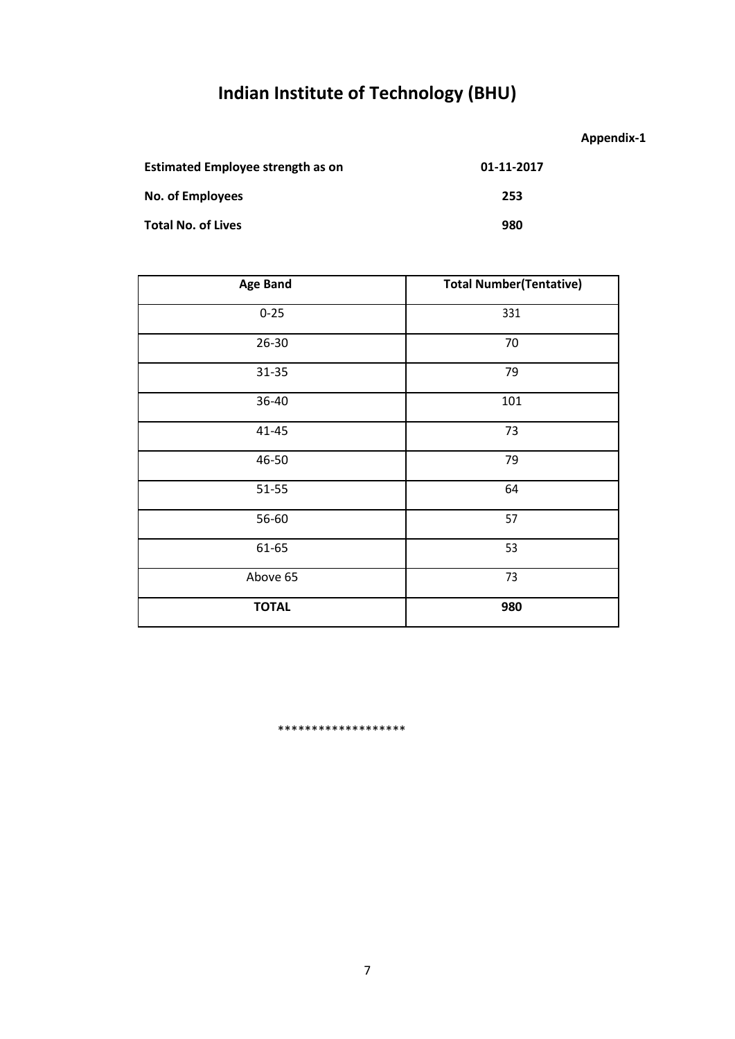# Indian Institute of Technology (BHU)

**Appendix-1**

| | |
|---|---|
| **Estimated Employee strength as on** | **01-11-2017** |
| **No. of Employees** | **253** |
| **Total No. of Lives** | **980** |

| Age Band | Total Number(Tentative) |
|---|---|
| 0-25 | 331 |
| 26-30 | 70 |
| 31-35 | 79 |
| 36-40 | 101 |
| 41-45 | 73 |
| 46-50 | 79 |
| 51-55 | 64 |
| 56-60 | 57 |
| 61-65 | 53 |
| Above 65 | 73 |
| **TOTAL** | **980** |

*******************